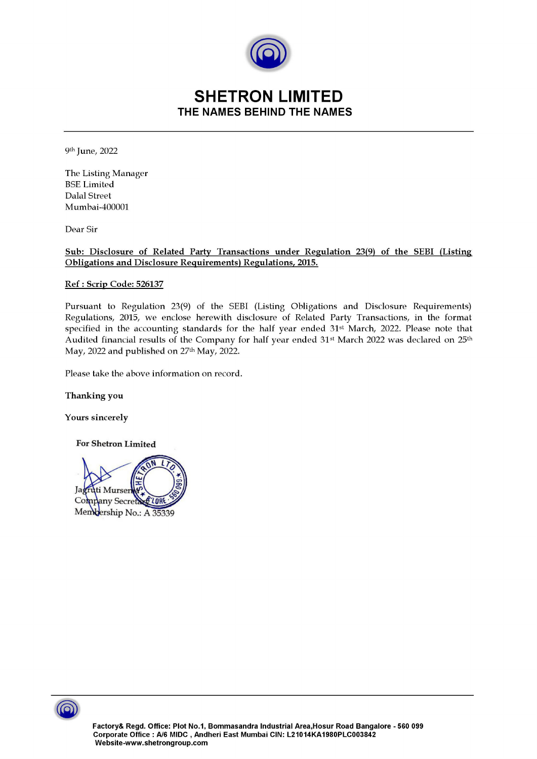# SHETRON LIMITED

## THE NAMES BEHIND THE NAMES

9th June, 2022

The Listing Manager
BSE Limited
Dalal Street
Mumbai-400001

Dear Sir

**Sub: Disclosure of Related Party Transactions under Regulation 23(9) of the SEBI (Listing Obligations and Disclosure Requirements) Regulations, 2015.**

**Ref : Scrip Code: 526137**

Pursuant to Regulation 23(9) of the SEBI (Listing Obligations and Disclosure Requirements) Regulations, 2015, we enclose herewith disclosure of Related Party Transactions, in the format specified in the accounting standards for the half year ended 31st March, 2022. Please note that Audited financial results of the Company for half year ended 31st March 2022 was declared on 25th May, 2022 and published on 27th May, 2022.

Please take the above information on record.

**Thanking you**

**Yours sincerely**

**For Shetron Limited**

Jagruti Murserla
Company Secretary
Membership No.: A 35339

Factory& Regd. Office: Plot No.1, Bommasandra Industrial Area,Hosur Road Bangalore - 560 099
Corporate Office : A/6 MIDC , Andheri East Mumbai CIN: L21014KA1980PLC003842
Website-www.shetrongroup.com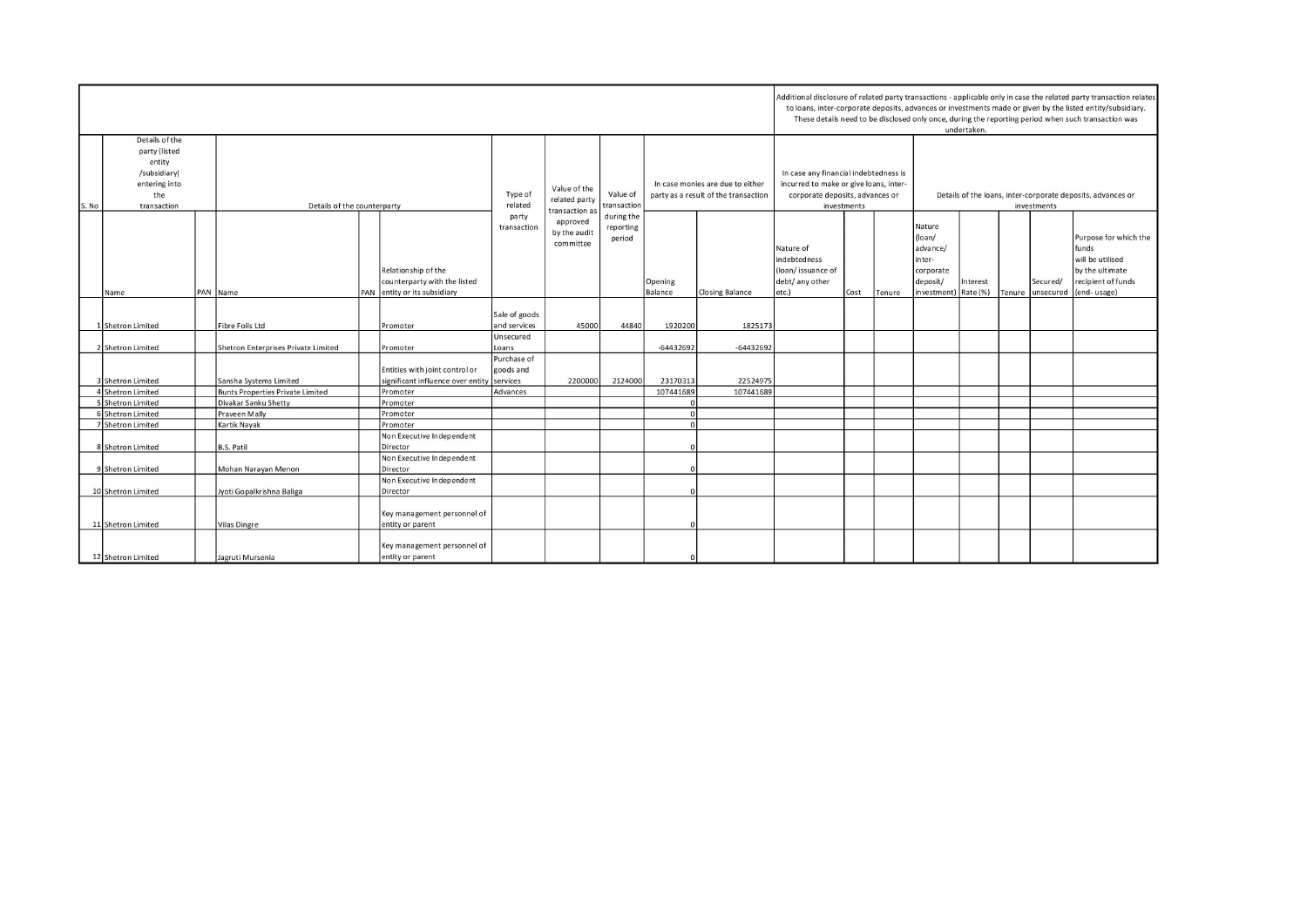| S. No | Details of the party (listed entity /subsidiary) entering into the transaction | | Details of the counterparty | | | Type of related party transaction | Value of the related party transaction as approved by the audit committee | Value of transaction during the reporting period | In case monies are due to either party as a result of the transaction | | Additional disclosure of related party transactions - applicable only in case the related party transaction relates to loans, inter-corporate deposits, advances or investments made or given by the listed entity/subsidiary. These details need to be disclosed only once, during the reporting period when such transaction was undertaken. In case any financial indebtedness is incurred to make or give loans, inter-corporate deposits, advances or investments | | | Details of the loans, inter-corporate deposits, advances or investments | | | | |
|---|---|---|---|---|---|---|---|---|---|---|---|---|---|---|---|---|---|---|
| | Name | PAN | Name | PAN | Relationship of the counterparty with the listed entity or its subsidiary | | | | Opening Balance | Closing Balance | Nature of indebtedness (loan/ issuance of debt/ any other etc.) | Cost | Tenure | Nature (loan/ advance/ inter-corporate deposit/ investment) | Interest Rate (%) | Tenure | Secured/ unsecured | Purpose for which the funds will be utilised by the ultimate recipient of funds (end- usage) |
| 1 | Shetron Limited | | Fibre Foils Ltd | | Promoter | Sale of goods and services | 45000 | 44840 | 1920200 | 1825173 | | | | | | | | |
| 2 | Shetron Limited | | Shetron Enterprises Private Limited | | Promoter | Unsecured Loans | | | -64432692 | -64432692 | | | | | | | | |
| 3 | Shetron Limited | | Sansha Systems Limited | | Entities with joint control or significant influence over entity | Purchase of goods and services | 2200000 | 2124000 | 23170313 | 22524975 | | | | | | | | |
| 4 | Shetron Limited | | Bunts Properties Private Limited | | Promoter | Advances | | | 107441689 | 107441689 | | | | | | | | |
| 5 | Shetron Limited | | Divakar Sanku Shetty | | Promoter | | | | 0 | | | | | | | | | |
| 6 | Shetron Limited | | Praveen Mally | | Promoter | | | | 0 | | | | | | | | | |
| 7 | Shetron Limited | | Kartik Nayak | | Promoter | | | | 0 | | | | | | | | | |
| 8 | Shetron Limited | | B.S. Patil | | Non Executive Independent Director | | | | 0 | | | | | | | | | |
| 9 | Shetron Limited | | Mohan Narayan Menon | | Non Executive Independent Director | | | | 0 | | | | | | | | | |
| 10 | Shetron Limited | | Jyoti Gopalkrishna Baliga | | Non Executive Independent Director | | | | 0 | | | | | | | | | |
| 11 | Shetron Limited | | Vilas Dingre | | Key management personnel of entity or parent | | | | 0 | | | | | | | | | |
| 12 | Shetron Limited | | Jagruti Mursenia | | Key management personnel of entity or parent | | | | 0 | | | | | | | | | |